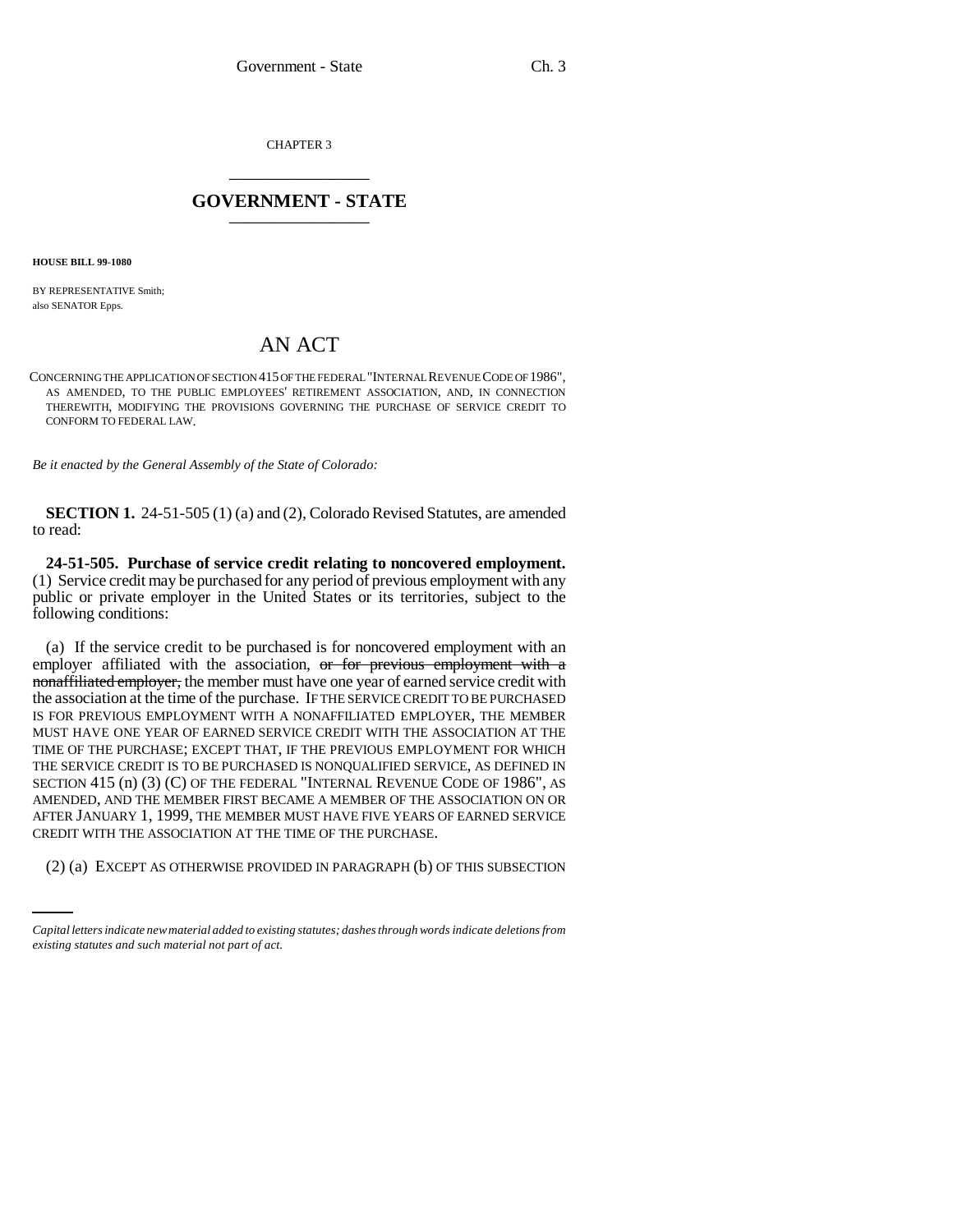CHAPTER 3

## GOVERNMENT - STATE

**HOUSE BILL 99-1080**

BY REPRESENTATIVE Smith;
also SENATOR Epps.

# AN ACT

CONCERNING THE APPLICATION OF SECTION 415 OF THE FEDERAL "INTERNAL REVENUE CODE OF 1986", AS AMENDED, TO THE PUBLIC EMPLOYEES' RETIREMENT ASSOCIATION, AND, IN CONNECTION THEREWITH, MODIFYING THE PROVISIONS GOVERNING THE PURCHASE OF SERVICE CREDIT TO CONFORM TO FEDERAL LAW.

*Be it enacted by the General Assembly of the State of Colorado:*

**SECTION 1.** 24-51-505 (1) (a) and (2), Colorado Revised Statutes, are amended to read:

**24-51-505. Purchase of service credit relating to noncovered employment.** (1) Service credit may be purchased for any period of previous employment with any public or private employer in the United States or its territories, subject to the following conditions:

(a) If the service credit to be purchased is for noncovered employment with an employer affiliated with the association, ~~or for previous employment with a nonaffiliated employer,~~ the member must have one year of earned service credit with the association at the time of the purchase. IF THE SERVICE CREDIT TO BE PURCHASED IS FOR PREVIOUS EMPLOYMENT WITH A NONAFFILIATED EMPLOYER, THE MEMBER MUST HAVE ONE YEAR OF EARNED SERVICE CREDIT WITH THE ASSOCIATION AT THE TIME OF THE PURCHASE; EXCEPT THAT, IF THE PREVIOUS EMPLOYMENT FOR WHICH THE SERVICE CREDIT IS TO BE PURCHASED IS NONQUALIFIED SERVICE, AS DEFINED IN SECTION 415 (n) (3) (C) OF THE FEDERAL "INTERNAL REVENUE CODE OF 1986", AS AMENDED, AND THE MEMBER FIRST BECAME A MEMBER OF THE ASSOCIATION ON OR AFTER JANUARY 1, 1999, THE MEMBER MUST HAVE FIVE YEARS OF EARNED SERVICE CREDIT WITH THE ASSOCIATION AT THE TIME OF THE PURCHASE.

(2) (a) EXCEPT AS OTHERWISE PROVIDED IN PARAGRAPH (b) OF THIS SUBSECTION

*Capital letters indicate new material added to existing statutes; dashes through words indicate deletions from existing statutes and such material not part of act.*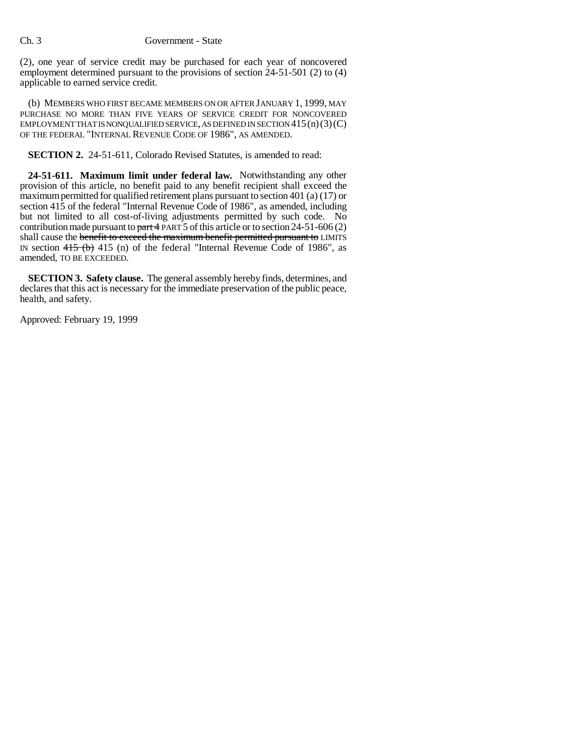(2), one year of service credit may be purchased for each year of noncovered employment determined pursuant to the provisions of section 24-51-501 (2) to (4) applicable to earned service credit.

(b) MEMBERS WHO FIRST BECAME MEMBERS ON OR AFTER JANUARY 1, 1999, MAY PURCHASE NO MORE THAN FIVE YEARS OF SERVICE CREDIT FOR NONCOVERED EMPLOYMENT THAT IS NONQUALIFIED SERVICE, AS DEFINED IN SECTION 415 (n) (3) (C) OF THE FEDERAL "INTERNAL REVENUE CODE OF 1986", AS AMENDED.

**SECTION 2.** 24-51-611, Colorado Revised Statutes, is amended to read:

**24-51-611. Maximum limit under federal law.** Notwithstanding any other provision of this article, no benefit paid to any benefit recipient shall exceed the maximum permitted for qualified retirement plans pursuant to section 401 (a) (17) or section 415 of the federal "Internal Revenue Code of 1986", as amended, including but not limited to all cost-of-living adjustments permitted by such code. No contribution made pursuant to ~~part 4~~ PART 5 of this article or to section 24-51-606 (2) shall cause the ~~benefit to exceed the maximum benefit permitted pursuant to~~ LIMITS IN section ~~415 (b)~~ 415 (n) of the federal "Internal Revenue Code of 1986", as amended, TO BE EXCEEDED.

**SECTION 3. Safety clause.** The general assembly hereby finds, determines, and declares that this act is necessary for the immediate preservation of the public peace, health, and safety.

Approved: February 19, 1999